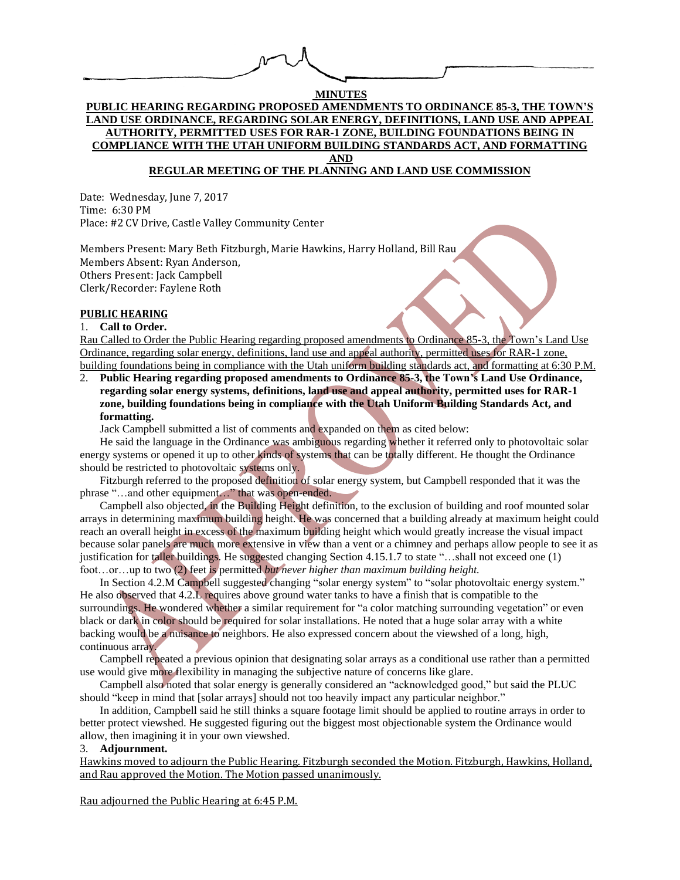**MINUTES**

**PUBLIC HEARING REGARDING PROPOSED AMENDMENTS TO ORDINANCE 85-3, THE TOWN'S LAND USE ORDINANCE, REGARDING SOLAR ENERGY, DEFINITIONS, LAND USE AND APPEAL AUTHORITY, PERMITTED USES FOR RAR-1 ZONE, BUILDING FOUNDATIONS BEING IN COMPLIANCE WITH THE UTAH UNIFORM BUILDING STANDARDS ACT, AND FORMATTING AND REGULAR MEETING OF THE PLANNING AND LAND USE COMMISSION**

Date: Wednesday, June 7, 2017
Time: 6:30 PM
Place: #2 CV Drive, Castle Valley Community Center

Members Present: Mary Beth Fitzburgh, Marie Hawkins, Harry Holland, Bill Rau
Members Absent: Ryan Anderson,
Others Present: Jack Campbell
Clerk/Recorder: Faylene Roth

**PUBLIC HEARING**

1. **Call to Order.**

Rau Called to Order the Public Hearing regarding proposed amendments to Ordinance 85-3, the Town's Land Use Ordinance, regarding solar energy, definitions, land use and appeal authority, permitted uses for RAR-1 zone, building foundations being in compliance with the Utah uniform building standards act, and formatting at 6:30 P.M.

2. **Public Hearing regarding proposed amendments to Ordinance 85-3, the Town's Land Use Ordinance, regarding solar energy systems, definitions, land use and appeal authority, permitted uses for RAR-1 zone, building foundations being in compliance with the Utah Uniform Building Standards Act, and formatting.**

Jack Campbell submitted a list of comments and expanded on them as cited below:

He said the language in the Ordinance was ambiguous regarding whether it referred only to photovoltaic solar energy systems or opened it up to other kinds of systems that can be totally different. He thought the Ordinance should be restricted to photovoltaic systems only.

Fitzburgh referred to the proposed definition of solar energy system, but Campbell responded that it was the phrase "…and other equipment…" that was open-ended.

Campbell also objected, in the Building Height definition, to the exclusion of building and roof mounted solar arrays in determining maximum building height. He was concerned that a building already at maximum height could reach an overall height in excess of the maximum building height which would greatly increase the visual impact because solar panels are much more extensive in view than a vent or a chimney and perhaps allow people to see it as justification for taller buildings. He suggested changing Section 4.15.1.7 to state "…shall not exceed one (1) foot…or…up to two (2) feet is permitted *but never higher than maximum building height.*

In Section 4.2.M Campbell suggested changing "solar energy system" to "solar photovoltaic energy system." He also observed that 4.2.L requires above ground water tanks to have a finish that is compatible to the surroundings. He wondered whether a similar requirement for "a color matching surrounding vegetation" or even black or dark in color should be required for solar installations. He noted that a huge solar array with a white backing would be a nuisance to neighbors. He also expressed concern about the viewshed of a long, high, continuous array.

Campbell repeated a previous opinion that designating solar arrays as a conditional use rather than a permitted use would give more flexibility in managing the subjective nature of concerns like glare.

Campbell also noted that solar energy is generally considered an "acknowledged good," but said the PLUC should "keep in mind that [solar arrays] should not too heavily impact any particular neighbor."

In addition, Campbell said he still thinks a square footage limit should be applied to routine arrays in order to better protect viewshed. He suggested figuring out the biggest most objectionable system the Ordinance would allow, then imagining it in your own viewshed.

3. **Adjournment.**

Hawkins moved to adjourn the Public Hearing. Fitzburgh seconded the Motion. Fitzburgh, Hawkins, Holland, and Rau approved the Motion. The Motion passed unanimously.

Rau adjourned the Public Hearing at 6:45 P.M.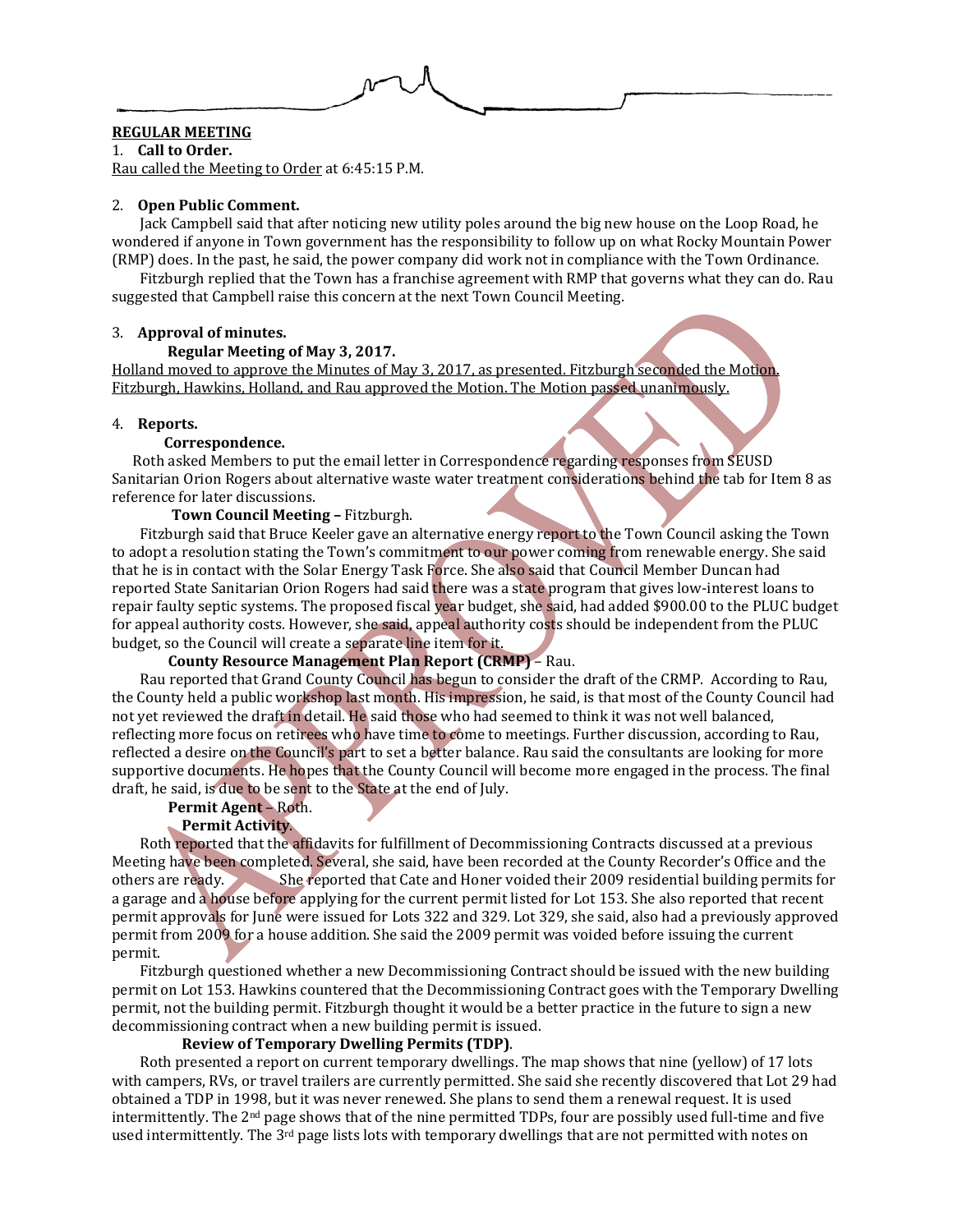**REGULAR MEETING**

1. **Call to Order.**

Rau called the Meeting to Order at 6:45:15 P.M.

2. **Open Public Comment.**

Jack Campbell said that after noticing new utility poles around the big new house on the Loop Road, he wondered if anyone in Town government has the responsibility to follow up on what Rocky Mountain Power (RMP) does. In the past, he said, the power company did work not in compliance with the Town Ordinance.

Fitzburgh replied that the Town has a franchise agreement with RMP that governs what they can do. Rau suggested that Campbell raise this concern at the next Town Council Meeting.

3. **Approval of minutes.**

**Regular Meeting of May 3, 2017.**

Holland moved to approve the Minutes of May 3, 2017, as presented. Fitzburgh seconded the Motion. Fitzburgh, Hawkins, Holland, and Rau approved the Motion. The Motion passed unanimously.

4. **Reports.**

**Correspondence.**

Roth asked Members to put the email letter in Correspondence regarding responses from SEUSD Sanitarian Orion Rogers about alternative waste water treatment considerations behind the tab for Item 8 as reference for later discussions.

**Town Council Meeting –** Fitzburgh.

Fitzburgh said that Bruce Keeler gave an alternative energy report to the Town Council asking the Town to adopt a resolution stating the Town's commitment to our power coming from renewable energy. She said that he is in contact with the Solar Energy Task Force. She also said that Council Member Duncan had reported State Sanitarian Orion Rogers had said there was a state program that gives low-interest loans to repair faulty septic systems. The proposed fiscal year budget, she said, had added $900.00 to the PLUC budget for appeal authority costs. However, she said, appeal authority costs should be independent from the PLUC budget, so the Council will create a separate line item for it.

**County Resource Management Plan Report (CRMP)** – Rau.

Rau reported that Grand County Council has begun to consider the draft of the CRMP. According to Rau, the County held a public workshop last month. His impression, he said, is that most of the County Council had not yet reviewed the draft in detail. He said those who had seemed to think it was not well balanced, reflecting more focus on retirees who have time to come to meetings. Further discussion, according to Rau, reflected a desire on the Council's part to set a better balance. Rau said the consultants are looking for more supportive documents. He hopes that the County Council will become more engaged in the process. The final draft, he said, is due to be sent to the State at the end of July.

**Permit Agent** – Roth.

**Permit Activity.**

Roth reported that the affidavits for fulfillment of Decommissioning Contracts discussed at a previous Meeting have been completed. Several, she said, have been recorded at the County Recorder's Office and the others are ready. She reported that Cate and Honer voided their 2009 residential building permits for a garage and a house before applying for the current permit listed for Lot 153. She also reported that recent permit approvals for June were issued for Lots 322 and 329. Lot 329, she said, also had a previously approved permit from 2009 for a house addition. She said the 2009 permit was voided before issuing the current permit.

Fitzburgh questioned whether a new Decommissioning Contract should be issued with the new building permit on Lot 153. Hawkins countered that the Decommissioning Contract goes with the Temporary Dwelling permit, not the building permit. Fitzburgh thought it would be a better practice in the future to sign a new decommissioning contract when a new building permit is issued.

**Review of Temporary Dwelling Permits (TDP)**.

Roth presented a report on current temporary dwellings. The map shows that nine (yellow) of 17 lots with campers, RVs, or travel trailers are currently permitted. She said she recently discovered that Lot 29 had obtained a TDP in 1998, but it was never renewed. She plans to send them a renewal request. It is used intermittently. The 2nd page shows that of the nine permitted TDPs, four are possibly used full-time and five used intermittently. The 3rd page lists lots with temporary dwellings that are not permitted with notes on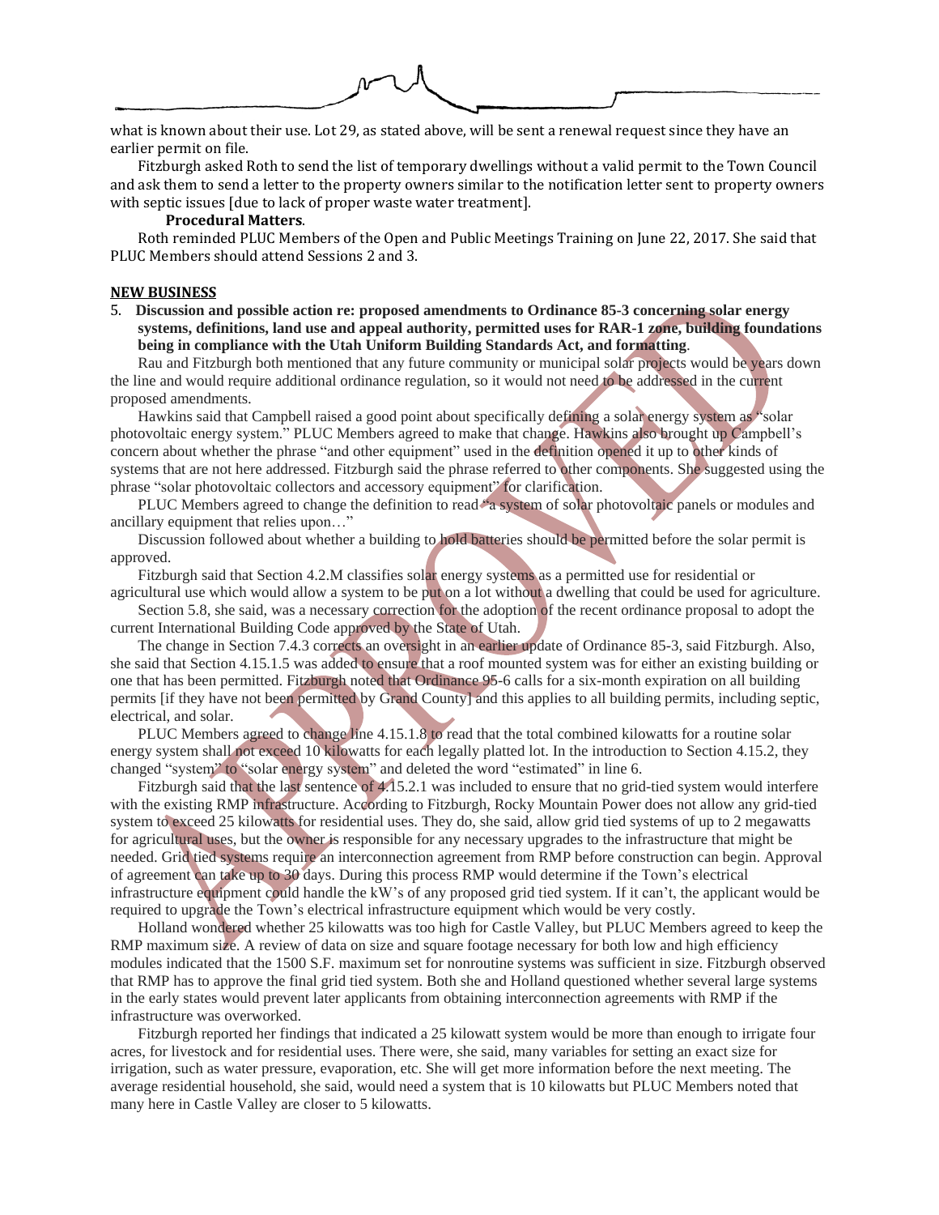what is known about their use. Lot 29, as stated above, will be sent a renewal request since they have an earlier permit on file.

Fitzburgh asked Roth to send the list of temporary dwellings without a valid permit to the Town Council and ask them to send a letter to the property owners similar to the notification letter sent to property owners with septic issues [due to lack of proper waste water treatment].

**Procedural Matters**.

Roth reminded PLUC Members of the Open and Public Meetings Training on June 22, 2017. She said that PLUC Members should attend Sessions 2 and 3.

**NEW BUSINESS**

5. **Discussion and possible action re: proposed amendments to Ordinance 85-3 concerning solar energy systems, definitions, land use and appeal authority, permitted uses for RAR-1 zone, building foundations being in compliance with the Utah Uniform Building Standards Act, and formatting**.

Rau and Fitzburgh both mentioned that any future community or municipal solar projects would be years down the line and would require additional ordinance regulation, so it would not need to be addressed in the current proposed amendments.

Hawkins said that Campbell raised a good point about specifically defining a solar energy system as "solar photovoltaic energy system." PLUC Members agreed to make that change. Hawkins also brought up Campbell's concern about whether the phrase "and other equipment" used in the definition opened it up to other kinds of systems that are not here addressed. Fitzburgh said the phrase referred to other components. She suggested using the phrase "solar photovoltaic collectors and accessory equipment" for clarification.

PLUC Members agreed to change the definition to read "a system of solar photovoltaic panels or modules and ancillary equipment that relies upon…"

Discussion followed about whether a building to hold batteries should be permitted before the solar permit is approved.

Fitzburgh said that Section 4.2.M classifies solar energy systems as a permitted use for residential or agricultural use which would allow a system to be put on a lot without a dwelling that could be used for agriculture.

Section 5.8, she said, was a necessary correction for the adoption of the recent ordinance proposal to adopt the current International Building Code approved by the State of Utah.

The change in Section 7.4.3 corrects an oversight in an earlier update of Ordinance 85-3, said Fitzburgh. Also, she said that Section 4.15.1.5 was added to ensure that a roof mounted system was for either an existing building or one that has been permitted. Fitzburgh noted that Ordinance 95-6 calls for a six-month expiration on all building permits [if they have not been permitted by Grand County] and this applies to all building permits, including septic, electrical, and solar.

PLUC Members agreed to change line 4.15.1.8 to read that the total combined kilowatts for a routine solar energy system shall not exceed 10 kilowatts for each legally platted lot. In the introduction to Section 4.15.2, they changed "system" to "solar energy system" and deleted the word "estimated" in line 6.

Fitzburgh said that the last sentence of 4.15.2.1 was included to ensure that no grid-tied system would interfere with the existing RMP infrastructure. According to Fitzburgh, Rocky Mountain Power does not allow any grid-tied system to exceed 25 kilowatts for residential uses. They do, she said, allow grid tied systems of up to 2 megawatts for agricultural uses, but the owner is responsible for any necessary upgrades to the infrastructure that might be needed. Grid tied systems require an interconnection agreement from RMP before construction can begin. Approval of agreement can take up to 30 days. During this process RMP would determine if the Town's electrical infrastructure equipment could handle the kW's of any proposed grid tied system. If it can't, the applicant would be required to upgrade the Town's electrical infrastructure equipment which would be very costly.

Holland wondered whether 25 kilowatts was too high for Castle Valley, but PLUC Members agreed to keep the RMP maximum size. A review of data on size and square footage necessary for both low and high efficiency modules indicated that the 1500 S.F. maximum set for nonroutine systems was sufficient in size. Fitzburgh observed that RMP has to approve the final grid tied system. Both she and Holland questioned whether several large systems in the early states would prevent later applicants from obtaining interconnection agreements with RMP if the infrastructure was overworked.

Fitzburgh reported her findings that indicated a 25 kilowatt system would be more than enough to irrigate four acres, for livestock and for residential uses. There were, she said, many variables for setting an exact size for irrigation, such as water pressure, evaporation, etc. She will get more information before the next meeting. The average residential household, she said, would need a system that is 10 kilowatts but PLUC Members noted that many here in Castle Valley are closer to 5 kilowatts.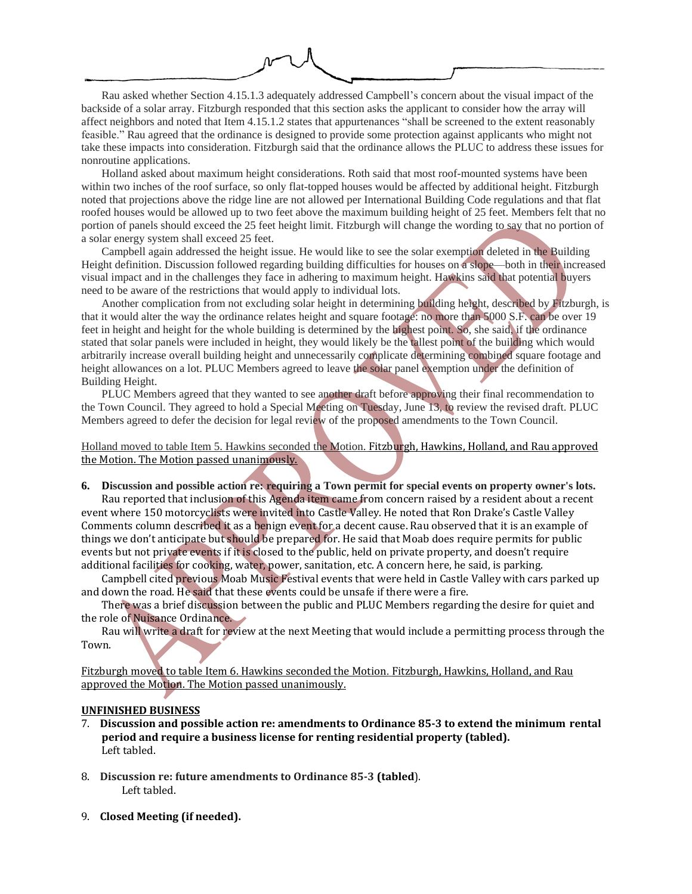Rau asked whether Section 4.15.1.3 adequately addressed Campbell's concern about the visual impact of the backside of a solar array. Fitzburgh responded that this section asks the applicant to consider how the array will affect neighbors and noted that Item 4.15.1.2 states that appurtenances "shall be screened to the extent reasonably feasible." Rau agreed that the ordinance is designed to provide some protection against applicants who might not take these impacts into consideration. Fitzburgh said that the ordinance allows the PLUC to address these issues for nonroutine applications.

Holland asked about maximum height considerations. Roth said that most roof-mounted systems have been within two inches of the roof surface, so only flat-topped houses would be affected by additional height. Fitzburgh noted that projections above the ridge line are not allowed per International Building Code regulations and that flat roofed houses would be allowed up to two feet above the maximum building height of 25 feet. Members felt that no portion of panels should exceed the 25 feet height limit. Fitzburgh will change the wording to say that no portion of a solar energy system shall exceed 25 feet.

Campbell again addressed the height issue. He would like to see the solar exemption deleted in the Building Height definition. Discussion followed regarding building difficulties for houses on a slope—both in their increased visual impact and in the challenges they face in adhering to maximum height. Hawkins said that potential buyers need to be aware of the restrictions that would apply to individual lots.

Another complication from not excluding solar height in determining building height, described by Fitzburgh, is that it would alter the way the ordinance relates height and square footage: no more than 5000 S.F. can be over 19 feet in height and height for the whole building is determined by the highest point. So, she said, if the ordinance stated that solar panels were included in height, they would likely be the tallest point of the building which would arbitrarily increase overall building height and unnecessarily complicate determining combined square footage and height allowances on a lot. PLUC Members agreed to leave the solar panel exemption under the definition of Building Height.

PLUC Members agreed that they wanted to see another draft before approving their final recommendation to the Town Council. They agreed to hold a Special Meeting on Tuesday, June 13, to review the revised draft. PLUC Members agreed to defer the decision for legal review of the proposed amendments to the Town Council.

<u>Holland moved to table Item 5. Hawkins seconded the Motion. Fitzburgh, Hawkins, Holland, and Rau approved the Motion. The Motion passed unanimously.</u>

**6. Discussion and possible action re: requiring a Town permit for special events on property owner's lots.**

Rau reported that inclusion of this Agenda item came from concern raised by a resident about a recent event where 150 motorcyclists were invited into Castle Valley. He noted that Ron Drake's Castle Valley Comments column described it as a benign event for a decent cause. Rau observed that it is an example of things we don't anticipate but should be prepared for. He said that Moab does require permits for public events but not private events if it is closed to the public, held on private property, and doesn't require additional facilities for cooking, water, power, sanitation, etc. A concern here, he said, is parking.

Campbell cited previous Moab Music Festival events that were held in Castle Valley with cars parked up and down the road. He said that these events could be unsafe if there were a fire.

There was a brief discussion between the public and PLUC Members regarding the desire for quiet and the role of Nuisance Ordinance.

Rau will write a draft for review at the next Meeting that would include a permitting process through the Town.

<u>Fitzburgh moved to table Item 6. Hawkins seconded the Motion. Fitzburgh, Hawkins, Holland, and Rau approved the Motion. The Motion passed unanimously.</u>

**<u>UNFINISHED BUSINESS</u>**

7. **Discussion and possible action re: amendments to Ordinance 85-3 to extend the minimum rental period and require a business license for renting residential property (tabled).**
   Left tabled.

8. **Discussion re: future amendments to Ordinance 85-3 (tabled).**
   Left tabled.

9. **Closed Meeting (if needed).**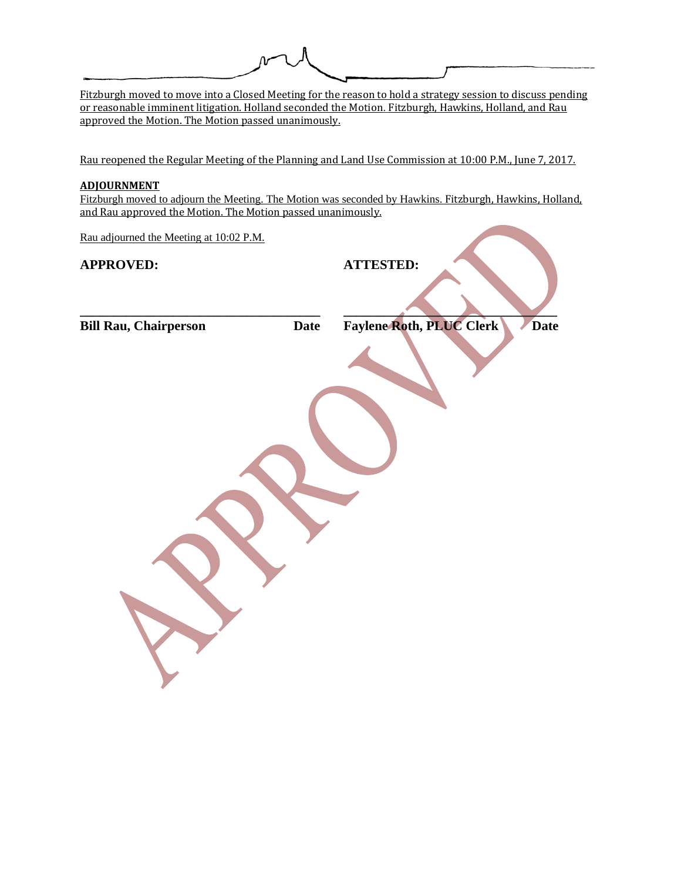Fitzburgh moved to move into a Closed Meeting for the reason to hold a strategy session to discuss pending or reasonable imminent litigation. Holland seconded the Motion. Fitzburgh, Hawkins, Holland, and Rau approved the Motion. The Motion passed unanimously.

Rau reopened the Regular Meeting of the Planning and Land Use Commission at 10:00 P.M., June 7, 2017.

**ADJOURNMENT**

Fitzburgh moved to adjourn the Meeting. The Motion was seconded by Hawkins. Fitzburgh, Hawkins, Holland, and Rau approved the Motion. The Motion passed unanimously.

Rau adjourned the Meeting at 10:02 P.M.

**APPROVED:** **ATTESTED:**

\_\_\_\_\_\_\_\_\_\_\_\_\_\_\_\_\_\_\_\_\_\_\_\_\_\_\_\_\_\_\_\_\_\_\_\_\_\_ \_\_\_\_\_\_\_\_\_\_\_\_\_\_\_\_\_\_\_\_\_\_\_\_\_\_\_\_\_\_\_\_\_\_\_\_\_\_

**Bill Rau, Chairperson Date** **Faylene Roth, PLUC Clerk Date**

APPROVED